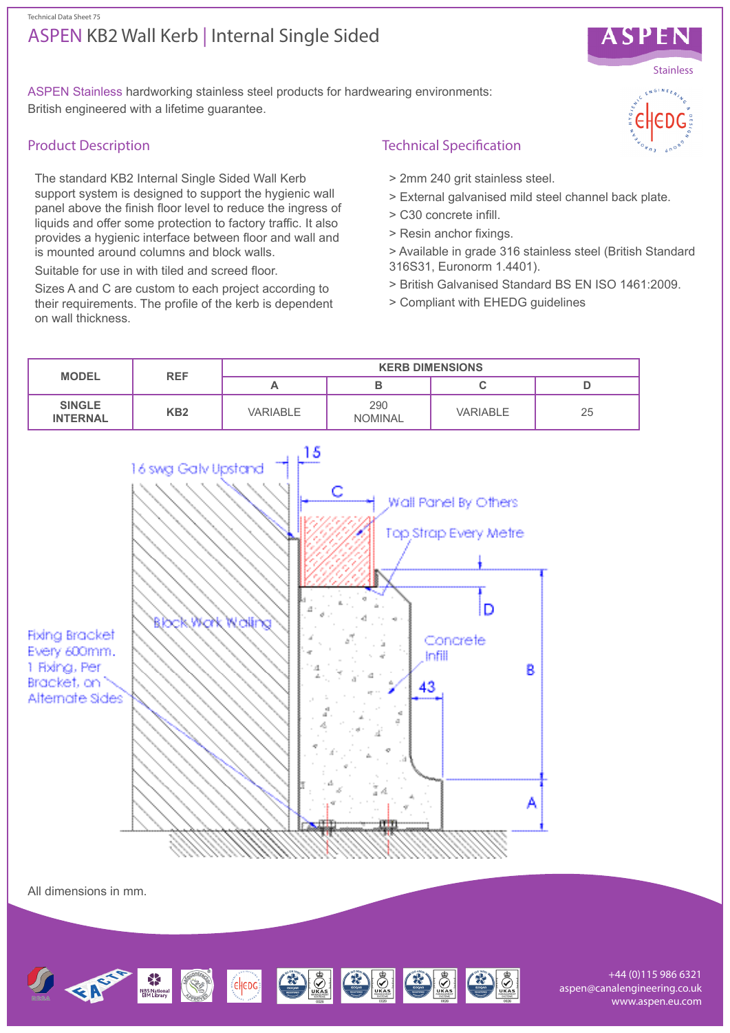Technical Data Sheet 75

# ASPEN KB2 Wall Kerb | Internal Single Sided

ASPEN Stainless hardworking stainless steel products for hardwearing environments: British engineered with a lifetime guarantee.

## Product Description

The standard KB2 Internal Single Sided Wall Kerb support system is designed to support the hygienic wall panel above the finish floor level to reduce the ingress of liquids and offer some protection to factory traffic. It also provides a hygienic interface between floor and wall and is mounted around columns and block walls.

Suitable for use in with tiled and screed floor.

Sizes A and C are custom to each project according to their requirements. The profile of the kerb is dependent on wall thickness.

## Technical Specification

> 2mm 240 grit stainless steel.
> External galvanised mild steel channel back plate.
> C30 concrete infill.
> Resin anchor fixings.
> Available in grade 316 stainless steel (British Standard 316S31, Euronorm 1.4401).
> British Galvanised Standard BS EN ISO 1461:2009.
> Compliant with EHEDG guidelines

| MODEL | REF | KERB DIMENSIONS | | | |
|---|---|---|---|---|---|
| | | A | B | C | D |
| SINGLE INTERNAL | KB2 | VARIABLE | 290 NOMINAL | VARIABLE | 25 |

16 swg Galv Upstand
15
C
Wall Panel By Others
Top Strap Every Metre
D
Block Work Walling
Fixing Bracket Every 600mm. 1 Fixing, Per Bracket, on Alternate Sides
Concrete Infill
43
B
A

All dimensions in mm.

+44 (0)115 986 6321
aspen@canalengineering.co.uk
www.aspen.eu.com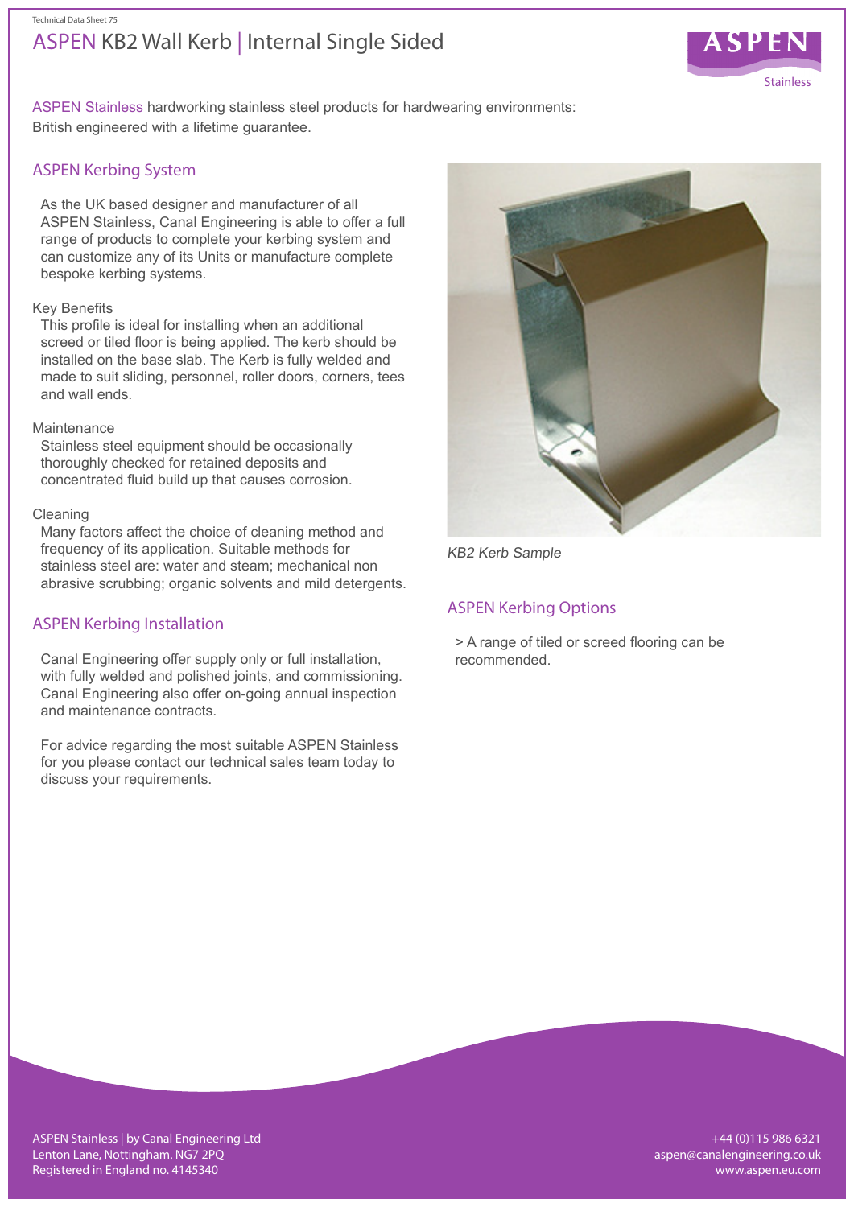Technical Data Sheet 75

# ASPEN KB2 Wall Kerb | Internal Single Sided

ASPEN Stainless hardworking stainless steel products for hardwearing environments: British engineered with a lifetime guarantee.

## ASPEN Kerbing System

As the UK based designer and manufacturer of all ASPEN Stainless, Canal Engineering is able to offer a full range of products to complete your kerbing system and can customize any of its Units or manufacture complete bespoke kerbing systems.

Key Benefits

This profile is ideal for installing when an additional screed or tiled floor is being applied. The kerb should be installed on the base slab. The Kerb is fully welded and made to suit sliding, personnel, roller doors, corners, tees and wall ends.

Maintenance

Stainless steel equipment should be occasionally thoroughly checked for retained deposits and concentrated fluid build up that causes corrosion.

Cleaning

Many factors affect the choice of cleaning method and frequency of its application. Suitable methods for stainless steel are: water and steam; mechanical non abrasive scrubbing; organic solvents and mild detergents.

## ASPEN Kerbing Installation

Canal Engineering offer supply only or full installation, with fully welded and polished joints, and commissioning. Canal Engineering also offer on-going annual inspection and maintenance contracts.

For advice regarding the most suitable ASPEN Stainless for you please contact our technical sales team today to discuss your requirements.

*KB2 Kerb Sample*

## ASPEN Kerbing Options

> A range of tiled or screed flooring can be recommended.

ASPEN Stainless | by Canal Engineering Ltd
Lenton Lane, Nottingham. NG7 2PQ
Registered in England no. 4145340

+44 (0)115 986 6321
aspen@canalengineering.co.uk
www.aspen.eu.com